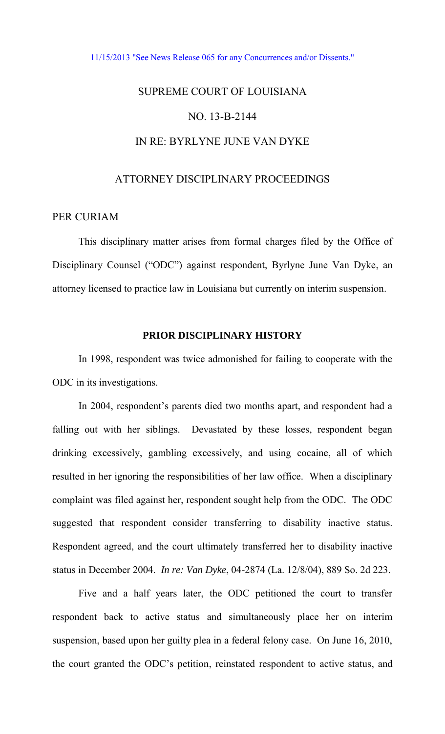11/15/2013 "See News Release 065 for any Concurrences and/or Dissents."

# SUPREME COURT OF LOUISIANA

## NO. 13-B-2144

## IN RE: BYRLYNE JUNE VAN DYKE

## ATTORNEY DISCIPLINARY PROCEEDINGS

PER CURIAM

This disciplinary matter arises from formal charges filed by the Office of Disciplinary Counsel ("ODC") against respondent, Byrlyne June Van Dyke, an attorney licensed to practice law in Louisiana but currently on interim suspension.

### PRIOR DISCIPLINARY HISTORY

In 1998, respondent was twice admonished for failing to cooperate with the ODC in its investigations.

In 2004, respondent's parents died two months apart, and respondent had a falling out with her siblings. Devastated by these losses, respondent began drinking excessively, gambling excessively, and using cocaine, all of which resulted in her ignoring the responsibilities of her law office. When a disciplinary complaint was filed against her, respondent sought help from the ODC. The ODC suggested that respondent consider transferring to disability inactive status. Respondent agreed, and the court ultimately transferred her to disability inactive status in December 2004. *In re: Van Dyke*, 04-2874 (La. 12/8/04), 889 So. 2d 223.

Five and a half years later, the ODC petitioned the court to transfer respondent back to active status and simultaneously place her on interim suspension, based upon her guilty plea in a federal felony case. On June 16, 2010, the court granted the ODC's petition, reinstated respondent to active status, and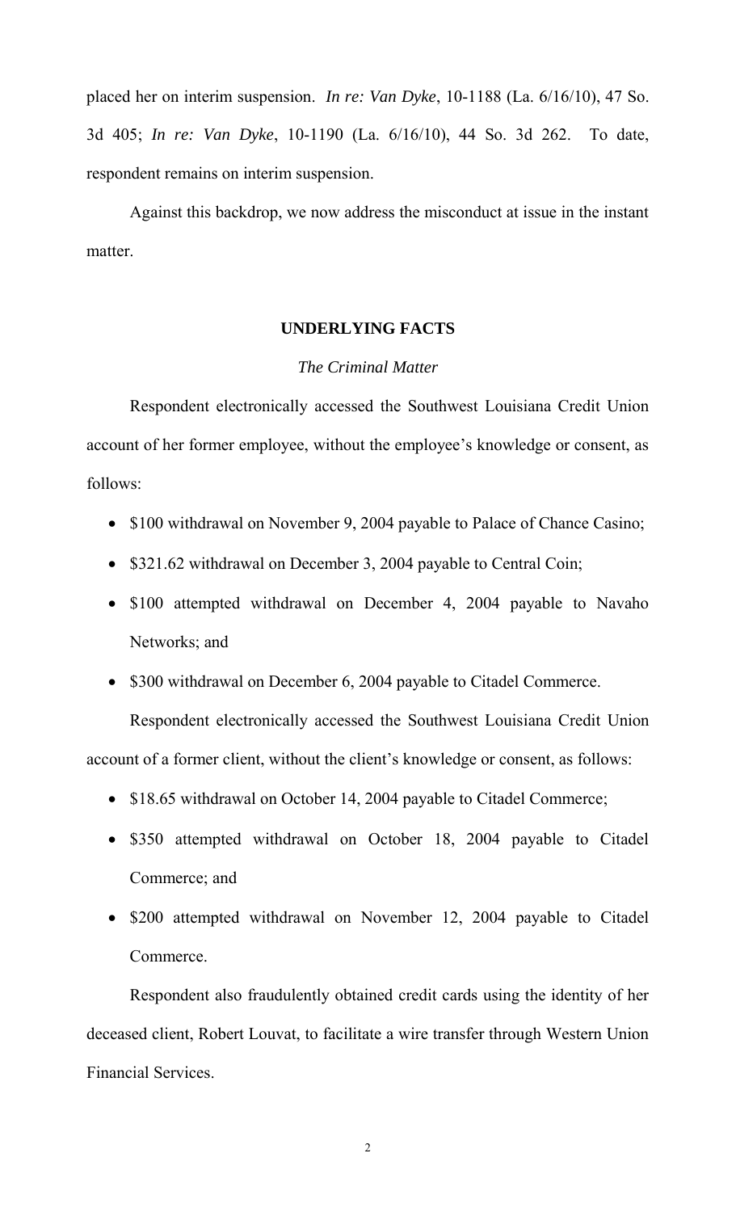placed her on interim suspension. *In re: Van Dyke*, 10-1188 (La. 6/16/10), 47 So. 3d 405; *In re: Van Dyke*, 10-1190 (La. 6/16/10), 44 So. 3d 262. To date, respondent remains on interim suspension.

Against this backdrop, we now address the misconduct at issue in the instant matter.

## UNDERLYING FACTS

### *The Criminal Matter*

Respondent electronically accessed the Southwest Louisiana Credit Union account of her former employee, without the employee's knowledge or consent, as follows:

- $100 withdrawal on November 9, 2004 payable to Palace of Chance Casino;
- $321.62 withdrawal on December 3, 2004 payable to Central Coin;
- $100 attempted withdrawal on December 4, 2004 payable to Navaho Networks; and
- $300 withdrawal on December 6, 2004 payable to Citadel Commerce.

Respondent electronically accessed the Southwest Louisiana Credit Union account of a former client, without the client's knowledge or consent, as follows:

- $18.65 withdrawal on October 14, 2004 payable to Citadel Commerce;
- $350 attempted withdrawal on October 18, 2004 payable to Citadel Commerce; and
- $200 attempted withdrawal on November 12, 2004 payable to Citadel Commerce.

Respondent also fraudulently obtained credit cards using the identity of her deceased client, Robert Louvat, to facilitate a wire transfer through Western Union Financial Services.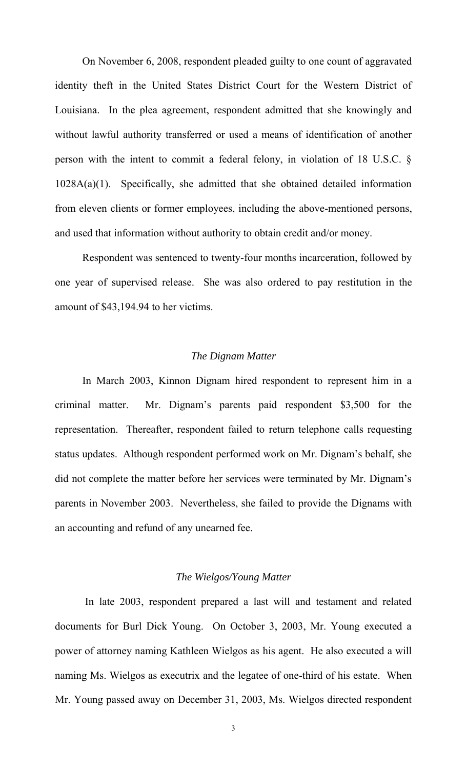On November 6, 2008, respondent pleaded guilty to one count of aggravated identity theft in the United States District Court for the Western District of Louisiana. In the plea agreement, respondent admitted that she knowingly and without lawful authority transferred or used a means of identification of another person with the intent to commit a federal felony, in violation of 18 U.S.C. § 1028A(a)(1). Specifically, she admitted that she obtained detailed information from eleven clients or former employees, including the above-mentioned persons, and used that information without authority to obtain credit and/or money.

Respondent was sentenced to twenty-four months incarceration, followed by one year of supervised release. She was also ordered to pay restitution in the amount of $43,194.94 to her victims.

*The Dignam Matter*

In March 2003, Kinnon Dignam hired respondent to represent him in a criminal matter. Mr. Dignam's parents paid respondent $3,500 for the representation. Thereafter, respondent failed to return telephone calls requesting status updates. Although respondent performed work on Mr. Dignam's behalf, she did not complete the matter before her services were terminated by Mr. Dignam's parents in November 2003. Nevertheless, she failed to provide the Dignams with an accounting and refund of any unearned fee.

*The Wielgos/Young Matter*

In late 2003, respondent prepared a last will and testament and related documents for Burl Dick Young. On October 3, 2003, Mr. Young executed a power of attorney naming Kathleen Wielgos as his agent. He also executed a will naming Ms. Wielgos as executrix and the legatee of one-third of his estate. When Mr. Young passed away on December 31, 2003, Ms. Wielgos directed respondent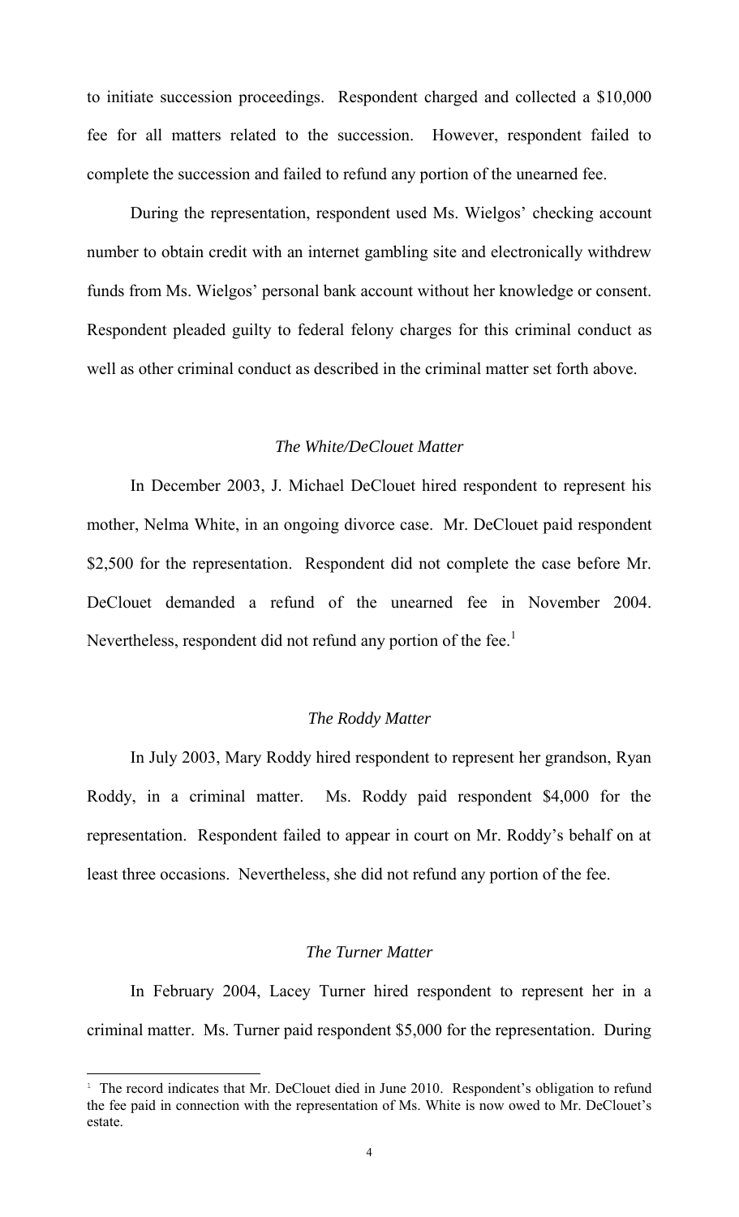to initiate succession proceedings. Respondent charged and collected a $10,000 fee for all matters related to the succession. However, respondent failed to complete the succession and failed to refund any portion of the unearned fee.

During the representation, respondent used Ms. Wielgos' checking account number to obtain credit with an internet gambling site and electronically withdrew funds from Ms. Wielgos' personal bank account without her knowledge or consent. Respondent pleaded guilty to federal felony charges for this criminal conduct as well as other criminal conduct as described in the criminal matter set forth above.

### *The White/DeClouet Matter*

In December 2003, J. Michael DeClouet hired respondent to represent his mother, Nelma White, in an ongoing divorce case. Mr. DeClouet paid respondent $2,500 for the representation. Respondent did not complete the case before Mr. DeClouet demanded a refund of the unearned fee in November 2004. Nevertheless, respondent did not refund any portion of the fee.[1]

### *The Roddy Matter*

In July 2003, Mary Roddy hired respondent to represent her grandson, Ryan Roddy, in a criminal matter. Ms. Roddy paid respondent $4,000 for the representation. Respondent failed to appear in court on Mr. Roddy's behalf on at least three occasions. Nevertheless, she did not refund any portion of the fee.

### *The Turner Matter*

In February 2004, Lacey Turner hired respondent to represent her in a criminal matter. Ms. Turner paid respondent $5,000 for the representation. During

---

[1] The record indicates that Mr. DeClouet died in June 2010. Respondent's obligation to refund the fee paid in connection with the representation of Ms. White is now owed to Mr. DeClouet's estate.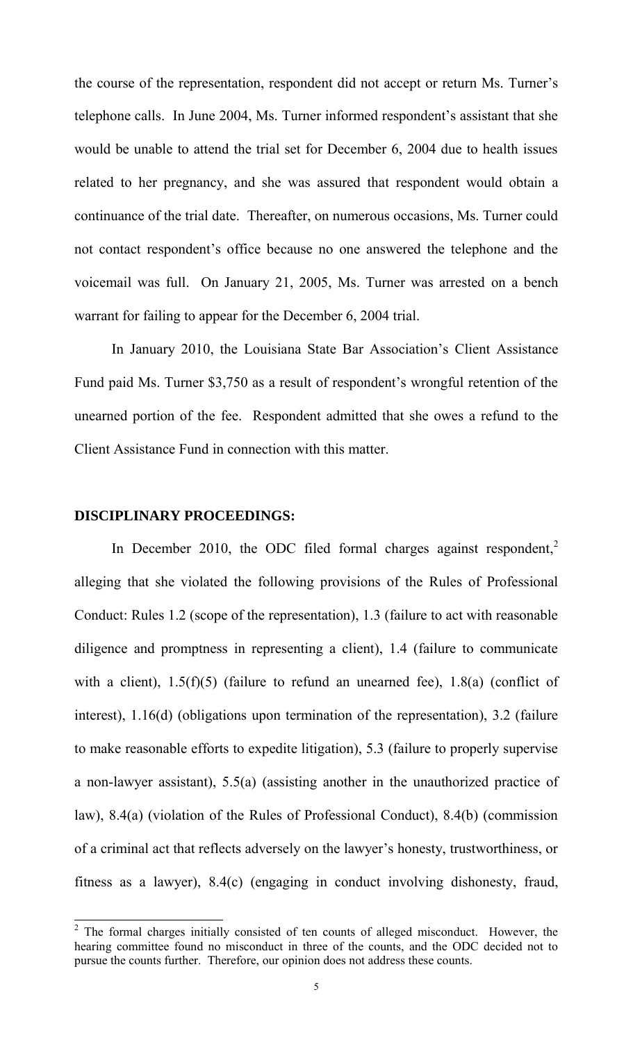the course of the representation, respondent did not accept or return Ms. Turner's telephone calls. In June 2004, Ms. Turner informed respondent's assistant that she would be unable to attend the trial set for December 6, 2004 due to health issues related to her pregnancy, and she was assured that respondent would obtain a continuance of the trial date. Thereafter, on numerous occasions, Ms. Turner could not contact respondent's office because no one answered the telephone and the voicemail was full. On January 21, 2005, Ms. Turner was arrested on a bench warrant for failing to appear for the December 6, 2004 trial.

In January 2010, the Louisiana State Bar Association's Client Assistance Fund paid Ms. Turner $3,750 as a result of respondent's wrongful retention of the unearned portion of the fee. Respondent admitted that she owes a refund to the Client Assistance Fund in connection with this matter.

## DISCIPLINARY PROCEEDINGS:

In December 2010, the ODC filed formal charges against respondent,[2] alleging that she violated the following provisions of the Rules of Professional Conduct: Rules 1.2 (scope of the representation), 1.3 (failure to act with reasonable diligence and promptness in representing a client), 1.4 (failure to communicate with a client), 1.5(f)(5) (failure to refund an unearned fee), 1.8(a) (conflict of interest), 1.16(d) (obligations upon termination of the representation), 3.2 (failure to make reasonable efforts to expedite litigation), 5.3 (failure to properly supervise a non-lawyer assistant), 5.5(a) (assisting another in the unauthorized practice of law), 8.4(a) (violation of the Rules of Professional Conduct), 8.4(b) (commission of a criminal act that reflects adversely on the lawyer's honesty, trustworthiness, or fitness as a lawyer), 8.4(c) (engaging in conduct involving dishonesty, fraud,

---

[2] The formal charges initially consisted of ten counts of alleged misconduct. However, the hearing committee found no misconduct in three of the counts, and the ODC decided not to pursue the counts further. Therefore, our opinion does not address these counts.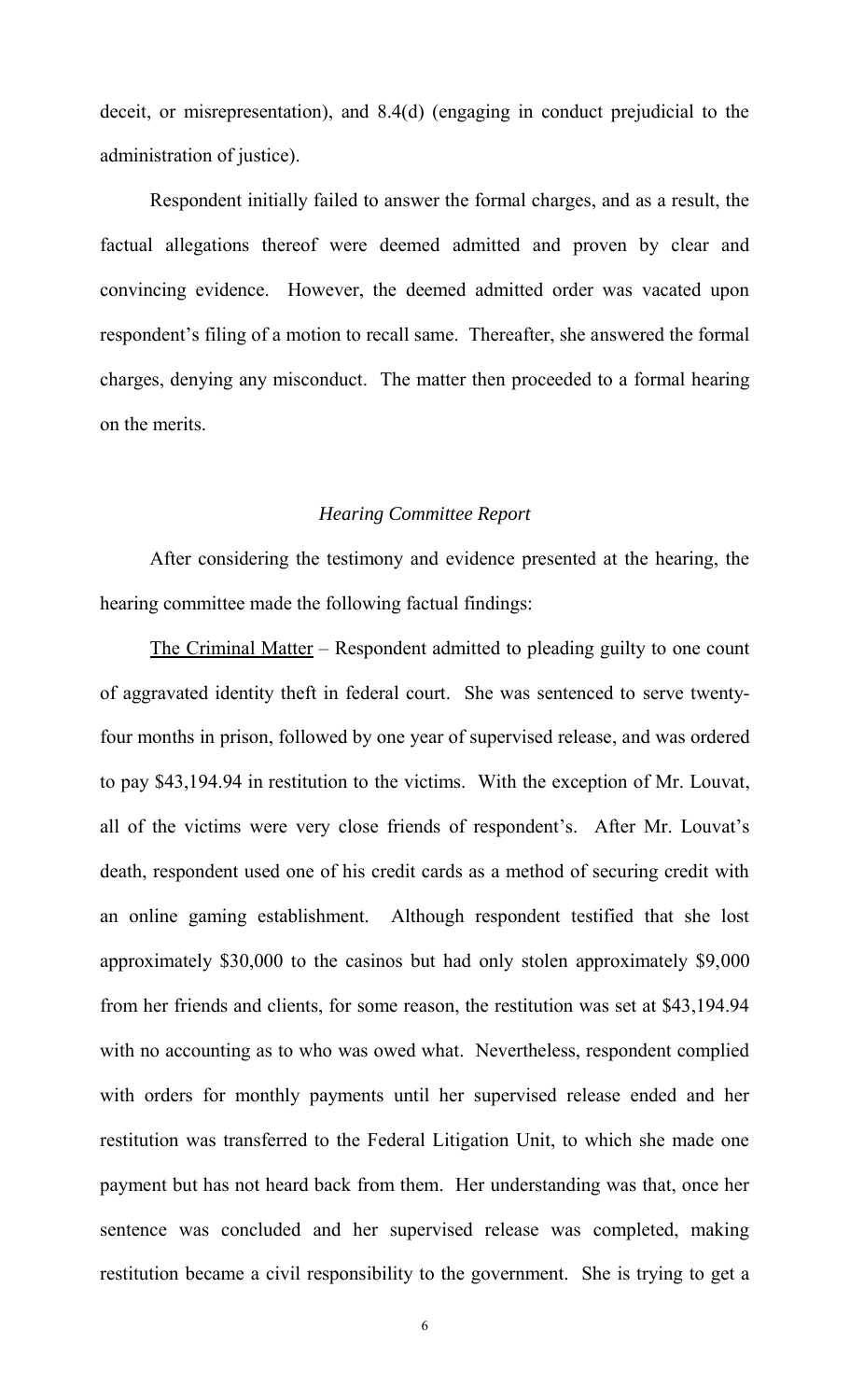deceit, or misrepresentation), and 8.4(d) (engaging in conduct prejudicial to the administration of justice).

Respondent initially failed to answer the formal charges, and as a result, the factual allegations thereof were deemed admitted and proven by clear and convincing evidence. However, the deemed admitted order was vacated upon respondent's filing of a motion to recall same. Thereafter, she answered the formal charges, denying any misconduct. The matter then proceeded to a formal hearing on the merits.

### *Hearing Committee Report*

After considering the testimony and evidence presented at the hearing, the hearing committee made the following factual findings:

The Criminal Matter – Respondent admitted to pleading guilty to one count of aggravated identity theft in federal court. She was sentenced to serve twenty-four months in prison, followed by one year of supervised release, and was ordered to pay $43,194.94 in restitution to the victims. With the exception of Mr. Louvat, all of the victims were very close friends of respondent's. After Mr. Louvat's death, respondent used one of his credit cards as a method of securing credit with an online gaming establishment. Although respondent testified that she lost approximately $30,000 to the casinos but had only stolen approximately $9,000 from her friends and clients, for some reason, the restitution was set at $43,194.94 with no accounting as to who was owed what. Nevertheless, respondent complied with orders for monthly payments until her supervised release ended and her restitution was transferred to the Federal Litigation Unit, to which she made one payment but has not heard back from them. Her understanding was that, once her sentence was concluded and her supervised release was completed, making restitution became a civil responsibility to the government. She is trying to get a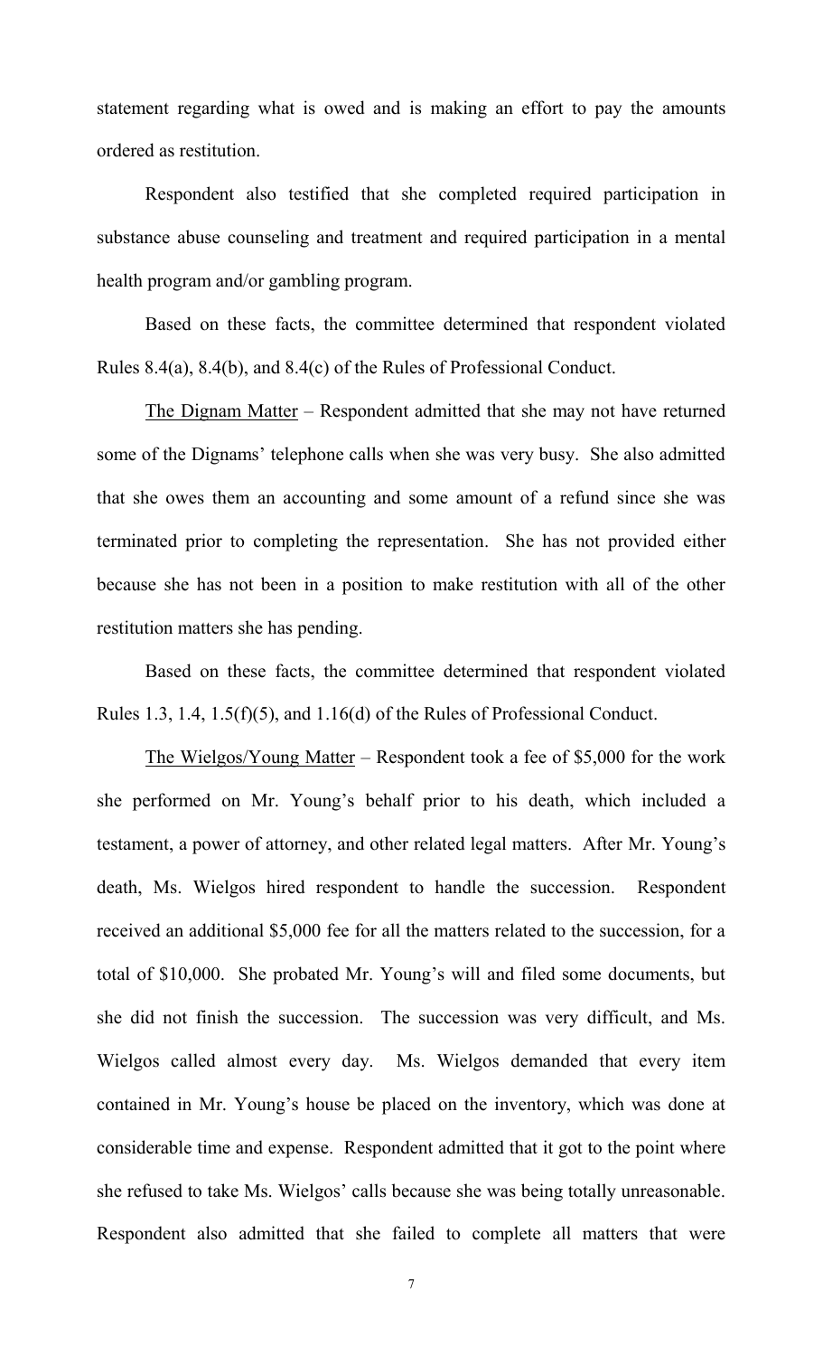statement regarding what is owed and is making an effort to pay the amounts ordered as restitution.

Respondent also testified that she completed required participation in substance abuse counseling and treatment and required participation in a mental health program and/or gambling program.

Based on these facts, the committee determined that respondent violated Rules 8.4(a), 8.4(b), and 8.4(c) of the Rules of Professional Conduct.

<u>The Dignam Matter</u> – Respondent admitted that she may not have returned some of the Dignams' telephone calls when she was very busy. She also admitted that she owes them an accounting and some amount of a refund since she was terminated prior to completing the representation. She has not provided either because she has not been in a position to make restitution with all of the other restitution matters she has pending.

Based on these facts, the committee determined that respondent violated Rules 1.3, 1.4, 1.5(f)(5), and 1.16(d) of the Rules of Professional Conduct.

<u>The Wielgos/Young Matter</u> – Respondent took a fee of $5,000 for the work she performed on Mr. Young's behalf prior to his death, which included a testament, a power of attorney, and other related legal matters. After Mr. Young's death, Ms. Wielgos hired respondent to handle the succession. Respondent received an additional $5,000 fee for all the matters related to the succession, for a total of $10,000. She probated Mr. Young's will and filed some documents, but she did not finish the succession. The succession was very difficult, and Ms. Wielgos called almost every day. Ms. Wielgos demanded that every item contained in Mr. Young's house be placed on the inventory, which was done at considerable time and expense. Respondent admitted that it got to the point where she refused to take Ms. Wielgos' calls because she was being totally unreasonable. Respondent also admitted that she failed to complete all matters that were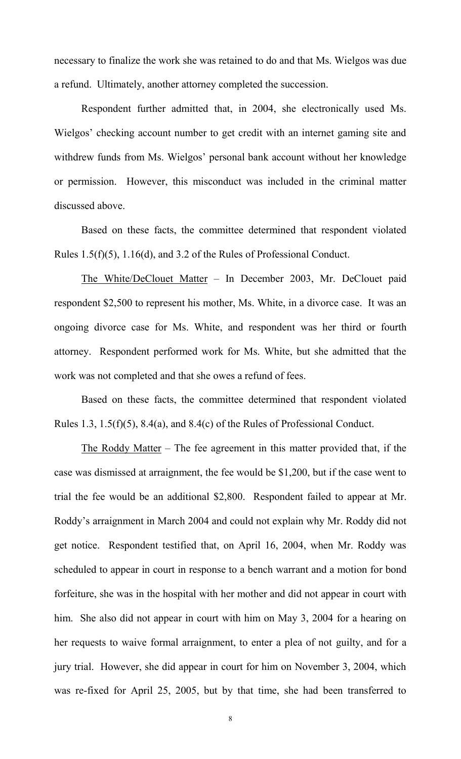necessary to finalize the work she was retained to do and that Ms. Wielgos was due a refund. Ultimately, another attorney completed the succession.

Respondent further admitted that, in 2004, she electronically used Ms. Wielgos' checking account number to get credit with an internet gaming site and withdrew funds from Ms. Wielgos' personal bank account without her knowledge or permission. However, this misconduct was included in the criminal matter discussed above.

Based on these facts, the committee determined that respondent violated Rules 1.5(f)(5), 1.16(d), and 3.2 of the Rules of Professional Conduct.

The White/DeClouet Matter – In December 2003, Mr. DeClouet paid respondent $2,500 to represent his mother, Ms. White, in a divorce case. It was an ongoing divorce case for Ms. White, and respondent was her third or fourth attorney. Respondent performed work for Ms. White, but she admitted that the work was not completed and that she owes a refund of fees.

Based on these facts, the committee determined that respondent violated Rules 1.3, 1.5(f)(5), 8.4(a), and 8.4(c) of the Rules of Professional Conduct.

The Roddy Matter – The fee agreement in this matter provided that, if the case was dismissed at arraignment, the fee would be $1,200, but if the case went to trial the fee would be an additional $2,800. Respondent failed to appear at Mr. Roddy's arraignment in March 2004 and could not explain why Mr. Roddy did not get notice. Respondent testified that, on April 16, 2004, when Mr. Roddy was scheduled to appear in court in response to a bench warrant and a motion for bond forfeiture, she was in the hospital with her mother and did not appear in court with him. She also did not appear in court with him on May 3, 2004 for a hearing on her requests to waive formal arraignment, to enter a plea of not guilty, and for a jury trial. However, she did appear in court for him on November 3, 2004, which was re-fixed for April 25, 2005, but by that time, she had been transferred to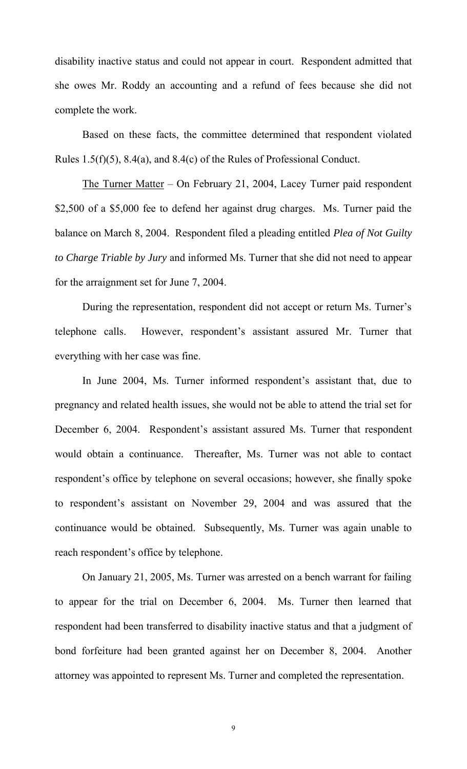disability inactive status and could not appear in court. Respondent admitted that she owes Mr. Roddy an accounting and a refund of fees because she did not complete the work.

Based on these facts, the committee determined that respondent violated Rules 1.5(f)(5), 8.4(a), and 8.4(c) of the Rules of Professional Conduct.

The Turner Matter – On February 21, 2004, Lacey Turner paid respondent $2,500 of a $5,000 fee to defend her against drug charges. Ms. Turner paid the balance on March 8, 2004. Respondent filed a pleading entitled *Plea of Not Guilty to Charge Triable by Jury* and informed Ms. Turner that she did not need to appear for the arraignment set for June 7, 2004.

During the representation, respondent did not accept or return Ms. Turner's telephone calls. However, respondent's assistant assured Mr. Turner that everything with her case was fine.

In June 2004, Ms. Turner informed respondent's assistant that, due to pregnancy and related health issues, she would not be able to attend the trial set for December 6, 2004. Respondent's assistant assured Ms. Turner that respondent would obtain a continuance. Thereafter, Ms. Turner was not able to contact respondent's office by telephone on several occasions; however, she finally spoke to respondent's assistant on November 29, 2004 and was assured that the continuance would be obtained. Subsequently, Ms. Turner was again unable to reach respondent's office by telephone.

On January 21, 2005, Ms. Turner was arrested on a bench warrant for failing to appear for the trial on December 6, 2004. Ms. Turner then learned that respondent had been transferred to disability inactive status and that a judgment of bond forfeiture had been granted against her on December 8, 2004. Another attorney was appointed to represent Ms. Turner and completed the representation.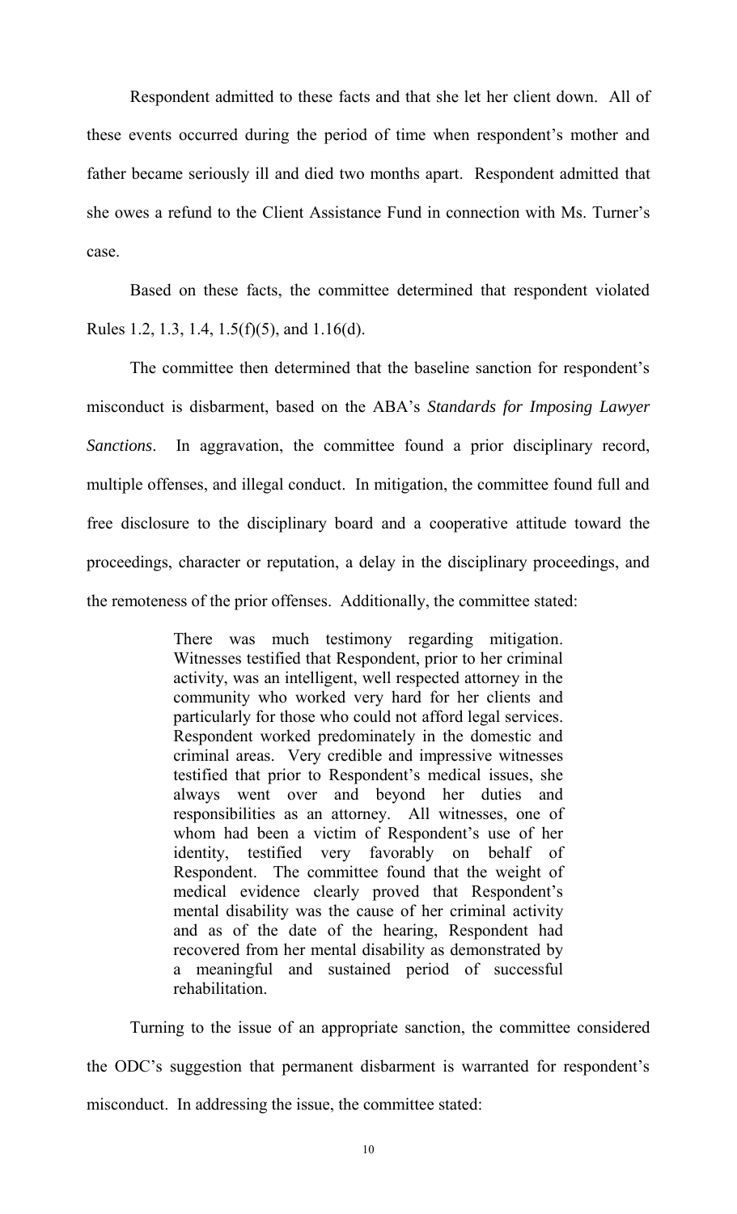Respondent admitted to these facts and that she let her client down. All of these events occurred during the period of time when respondent's mother and father became seriously ill and died two months apart. Respondent admitted that she owes a refund to the Client Assistance Fund in connection with Ms. Turner's case.

Based on these facts, the committee determined that respondent violated Rules 1.2, 1.3, 1.4, 1.5(f)(5), and 1.16(d).

The committee then determined that the baseline sanction for respondent's misconduct is disbarment, based on the ABA's *Standards for Imposing Lawyer Sanctions*. In aggravation, the committee found a prior disciplinary record, multiple offenses, and illegal conduct. In mitigation, the committee found full and free disclosure to the disciplinary board and a cooperative attitude toward the proceedings, character or reputation, a delay in the disciplinary proceedings, and the remoteness of the prior offenses. Additionally, the committee stated:

> There was much testimony regarding mitigation. Witnesses testified that Respondent, prior to her criminal activity, was an intelligent, well respected attorney in the community who worked very hard for her clients and particularly for those who could not afford legal services. Respondent worked predominately in the domestic and criminal areas. Very credible and impressive witnesses testified that prior to Respondent's medical issues, she always went over and beyond her duties and responsibilities as an attorney. All witnesses, one of whom had been a victim of Respondent's use of her identity, testified very favorably on behalf of Respondent. The committee found that the weight of medical evidence clearly proved that Respondent's mental disability was the cause of her criminal activity and as of the date of the hearing, Respondent had recovered from her mental disability as demonstrated by a meaningful and sustained period of successful rehabilitation.

Turning to the issue of an appropriate sanction, the committee considered the ODC's suggestion that permanent disbarment is warranted for respondent's misconduct. In addressing the issue, the committee stated: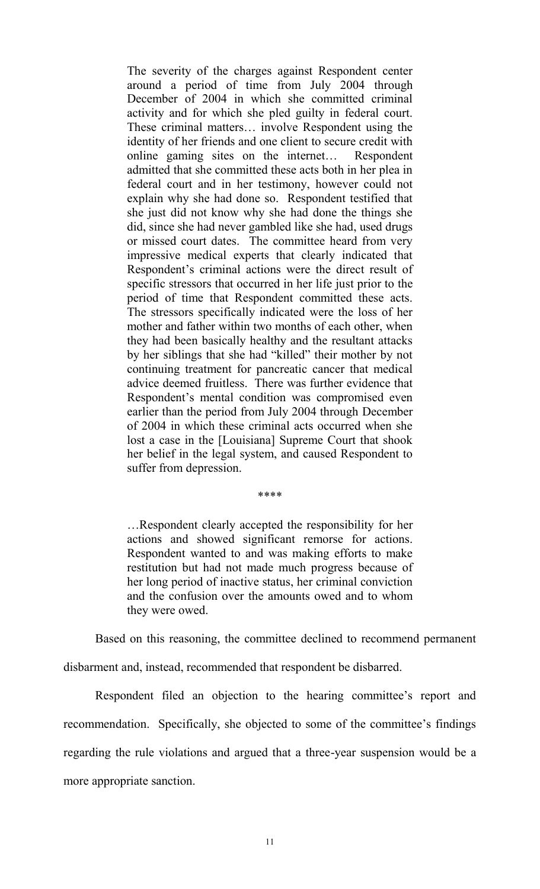> The severity of the charges against Respondent center around a period of time from July 2004 through December of 2004 in which she committed criminal activity and for which she pled guilty in federal court. These criminal matters… involve Respondent using the identity of her friends and one client to secure credit with online gaming sites on the internet… Respondent admitted that she committed these acts both in her plea in federal court and in her testimony, however could not explain why she had done so. Respondent testified that she just did not know why she had done the things she did, since she had never gambled like she had, used drugs or missed court dates. The committee heard from very impressive medical experts that clearly indicated that Respondent's criminal actions were the direct result of specific stressors that occurred in her life just prior to the period of time that Respondent committed these acts. The stressors specifically indicated were the loss of her mother and father within two months of each other, when they had been basically healthy and the resultant attacks by her siblings that she had "killed" their mother by not continuing treatment for pancreatic cancer that medical advice deemed fruitless. There was further evidence that Respondent's mental condition was compromised even earlier than the period from July 2004 through December of 2004 in which these criminal acts occurred when she lost a case in the [Louisiana] Supreme Court that shook her belief in the legal system, and caused Respondent to suffer from depression.
>
> ****
>
> …Respondent clearly accepted the responsibility for her actions and showed significant remorse for actions. Respondent wanted to and was making efforts to make restitution but had not made much progress because of her long period of inactive status, her criminal conviction and the confusion over the amounts owed and to whom they were owed.

Based on this reasoning, the committee declined to recommend permanent disbarment and, instead, recommended that respondent be disbarred.

Respondent filed an objection to the hearing committee's report and recommendation. Specifically, she objected to some of the committee's findings regarding the rule violations and argued that a three-year suspension would be a more appropriate sanction.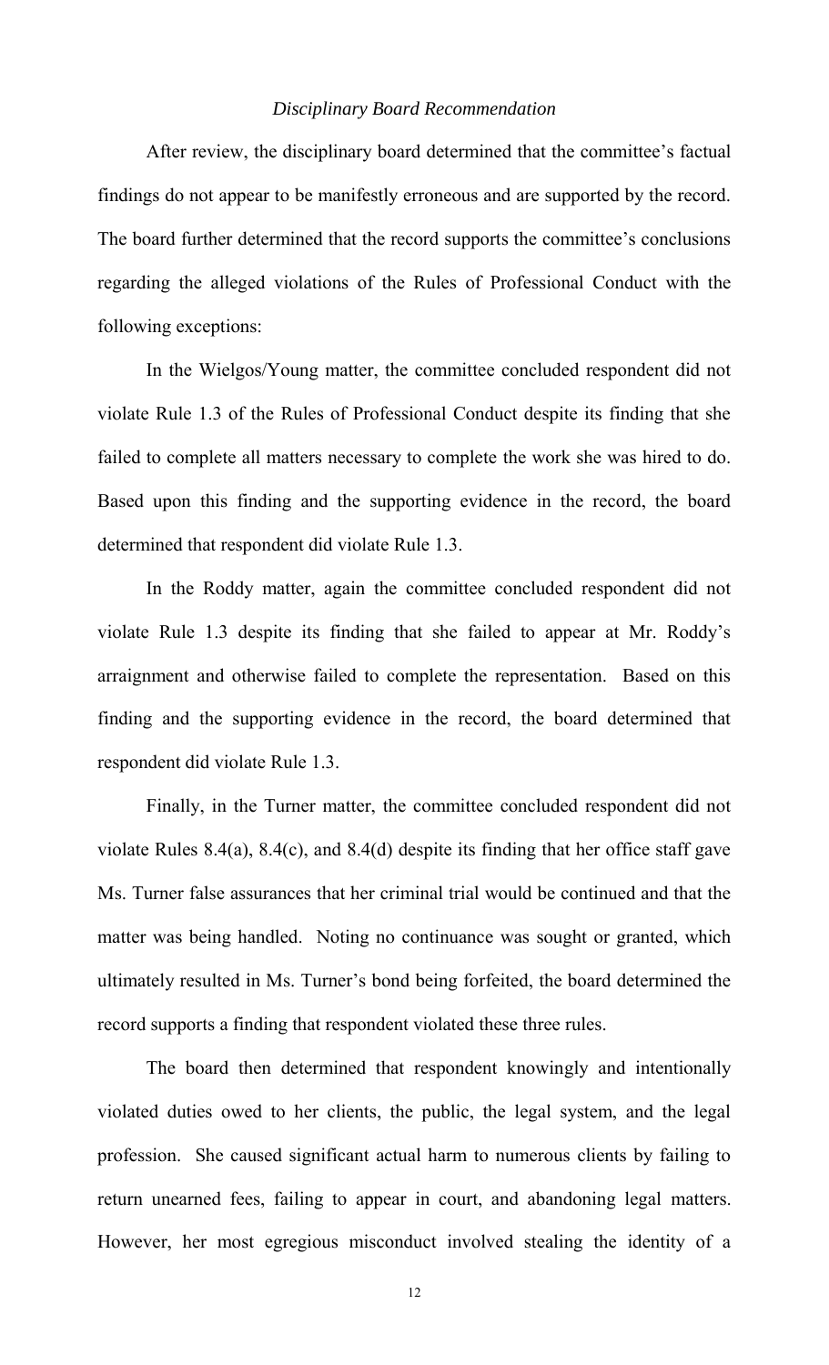*Disciplinary Board Recommendation*

After review, the disciplinary board determined that the committee's factual findings do not appear to be manifestly erroneous and are supported by the record. The board further determined that the record supports the committee's conclusions regarding the alleged violations of the Rules of Professional Conduct with the following exceptions:

In the Wielgos/Young matter, the committee concluded respondent did not violate Rule 1.3 of the Rules of Professional Conduct despite its finding that she failed to complete all matters necessary to complete the work she was hired to do. Based upon this finding and the supporting evidence in the record, the board determined that respondent did violate Rule 1.3.

In the Roddy matter, again the committee concluded respondent did not violate Rule 1.3 despite its finding that she failed to appear at Mr. Roddy's arraignment and otherwise failed to complete the representation. Based on this finding and the supporting evidence in the record, the board determined that respondent did violate Rule 1.3.

Finally, in the Turner matter, the committee concluded respondent did not violate Rules 8.4(a), 8.4(c), and 8.4(d) despite its finding that her office staff gave Ms. Turner false assurances that her criminal trial would be continued and that the matter was being handled. Noting no continuance was sought or granted, which ultimately resulted in Ms. Turner's bond being forfeited, the board determined the record supports a finding that respondent violated these three rules.

The board then determined that respondent knowingly and intentionally violated duties owed to her clients, the public, the legal system, and the legal profession. She caused significant actual harm to numerous clients by failing to return unearned fees, failing to appear in court, and abandoning legal matters. However, her most egregious misconduct involved stealing the identity of a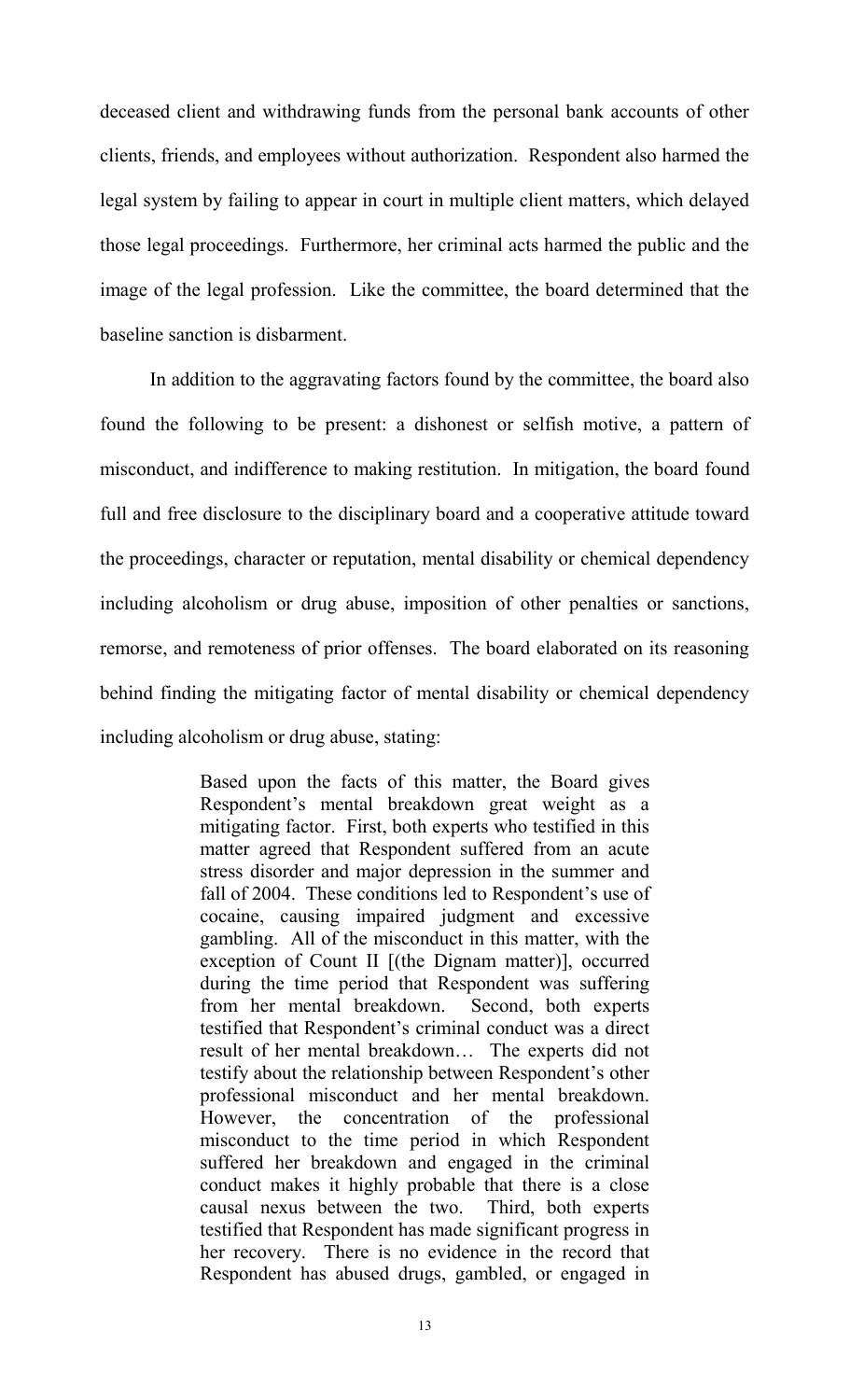deceased client and withdrawing funds from the personal bank accounts of other clients, friends, and employees without authorization. Respondent also harmed the legal system by failing to appear in court in multiple client matters, which delayed those legal proceedings. Furthermore, her criminal acts harmed the public and the image of the legal profession. Like the committee, the board determined that the baseline sanction is disbarment.

In addition to the aggravating factors found by the committee, the board also found the following to be present: a dishonest or selfish motive, a pattern of misconduct, and indifference to making restitution. In mitigation, the board found full and free disclosure to the disciplinary board and a cooperative attitude toward the proceedings, character or reputation, mental disability or chemical dependency including alcoholism or drug abuse, imposition of other penalties or sanctions, remorse, and remoteness of prior offenses. The board elaborated on its reasoning behind finding the mitigating factor of mental disability or chemical dependency including alcoholism or drug abuse, stating:

> Based upon the facts of this matter, the Board gives Respondent's mental breakdown great weight as a mitigating factor. First, both experts who testified in this matter agreed that Respondent suffered from an acute stress disorder and major depression in the summer and fall of 2004. These conditions led to Respondent's use of cocaine, causing impaired judgment and excessive gambling. All of the misconduct in this matter, with the exception of Count II [(the Dignam matter)], occurred during the time period that Respondent was suffering from her mental breakdown. Second, both experts testified that Respondent's criminal conduct was a direct result of her mental breakdown… The experts did not testify about the relationship between Respondent's other professional misconduct and her mental breakdown. However, the concentration of the professional misconduct to the time period in which Respondent suffered her breakdown and engaged in the criminal conduct makes it highly probable that there is a close causal nexus between the two. Third, both experts testified that Respondent has made significant progress in her recovery. There is no evidence in the record that Respondent has abused drugs, gambled, or engaged in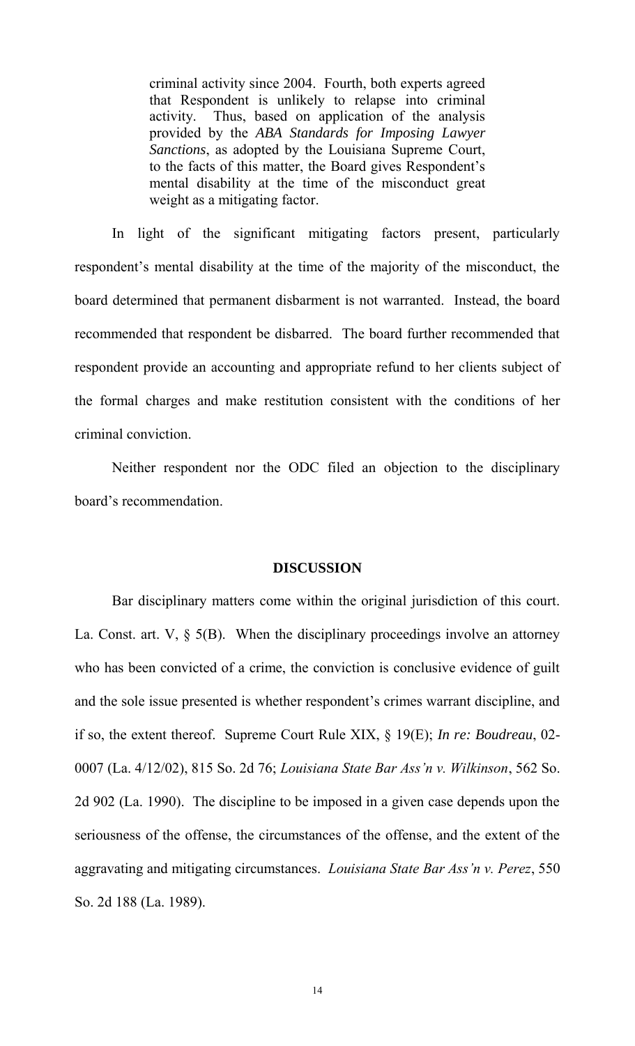> criminal activity since 2004. Fourth, both experts agreed that Respondent is unlikely to relapse into criminal activity. Thus, based on application of the analysis provided by the *ABA Standards for Imposing Lawyer Sanctions*, as adopted by the Louisiana Supreme Court, to the facts of this matter, the Board gives Respondent's mental disability at the time of the misconduct great weight as a mitigating factor.

In light of the significant mitigating factors present, particularly respondent's mental disability at the time of the majority of the misconduct, the board determined that permanent disbarment is not warranted. Instead, the board recommended that respondent be disbarred. The board further recommended that respondent provide an accounting and appropriate refund to her clients subject of the formal charges and make restitution consistent with the conditions of her criminal conviction.

Neither respondent nor the ODC filed an objection to the disciplinary board's recommendation.

## DISCUSSION

Bar disciplinary matters come within the original jurisdiction of this court. La. Const. art. V, § 5(B). When the disciplinary proceedings involve an attorney who has been convicted of a crime, the conviction is conclusive evidence of guilt and the sole issue presented is whether respondent's crimes warrant discipline, and if so, the extent thereof. Supreme Court Rule XIX, § 19(E); *In re: Boudreau*, 02-0007 (La. 4/12/02), 815 So. 2d 76; *Louisiana State Bar Ass'n v. Wilkinson*, 562 So. 2d 902 (La. 1990). The discipline to be imposed in a given case depends upon the seriousness of the offense, the circumstances of the offense, and the extent of the aggravating and mitigating circumstances. *Louisiana State Bar Ass'n v. Perez*, 550 So. 2d 188 (La. 1989).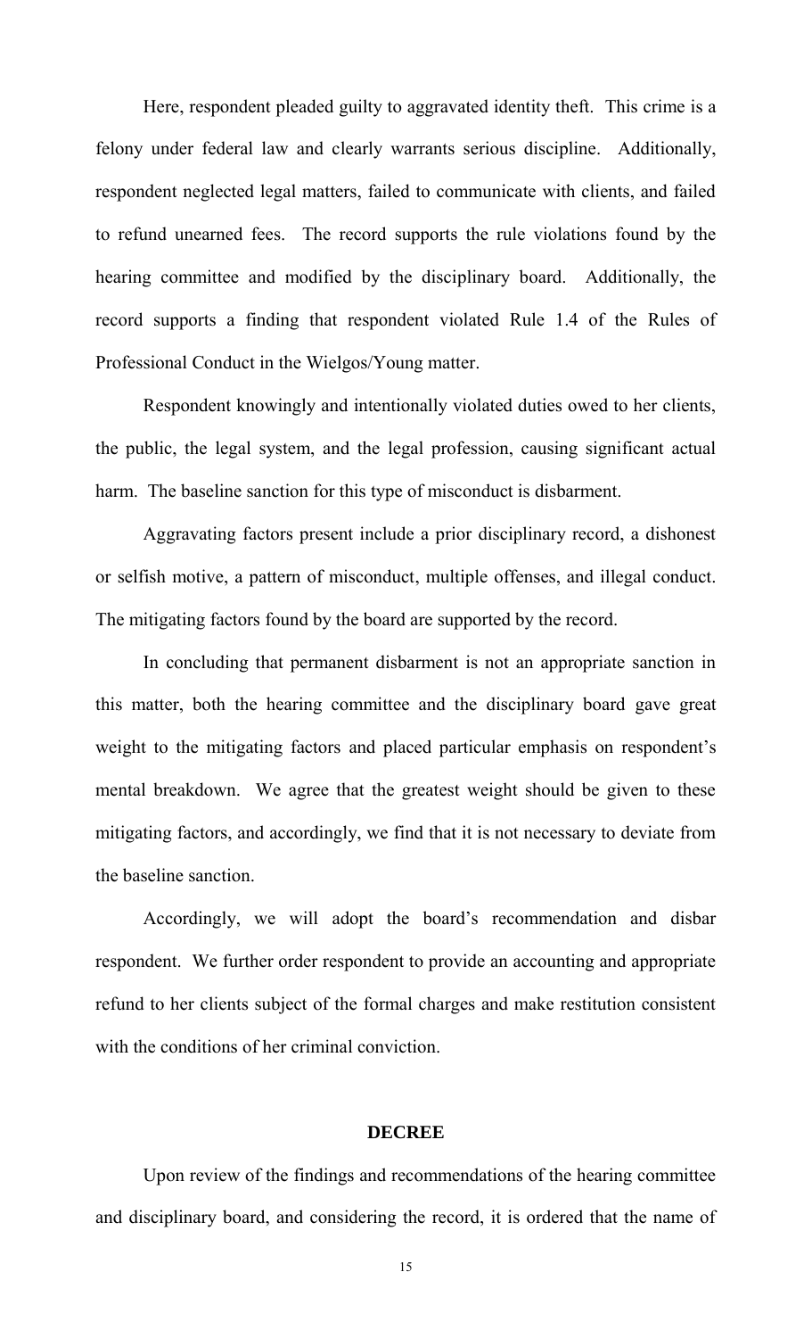Here, respondent pleaded guilty to aggravated identity theft. This crime is a felony under federal law and clearly warrants serious discipline. Additionally, respondent neglected legal matters, failed to communicate with clients, and failed to refund unearned fees. The record supports the rule violations found by the hearing committee and modified by the disciplinary board. Additionally, the record supports a finding that respondent violated Rule 1.4 of the Rules of Professional Conduct in the Wielgos/Young matter.

Respondent knowingly and intentionally violated duties owed to her clients, the public, the legal system, and the legal profession, causing significant actual harm. The baseline sanction for this type of misconduct is disbarment.

Aggravating factors present include a prior disciplinary record, a dishonest or selfish motive, a pattern of misconduct, multiple offenses, and illegal conduct. The mitigating factors found by the board are supported by the record.

In concluding that permanent disbarment is not an appropriate sanction in this matter, both the hearing committee and the disciplinary board gave great weight to the mitigating factors and placed particular emphasis on respondent's mental breakdown. We agree that the greatest weight should be given to these mitigating factors, and accordingly, we find that it is not necessary to deviate from the baseline sanction.

Accordingly, we will adopt the board's recommendation and disbar respondent. We further order respondent to provide an accounting and appropriate refund to her clients subject of the formal charges and make restitution consistent with the conditions of her criminal conviction.

## DECREE

Upon review of the findings and recommendations of the hearing committee and disciplinary board, and considering the record, it is ordered that the name of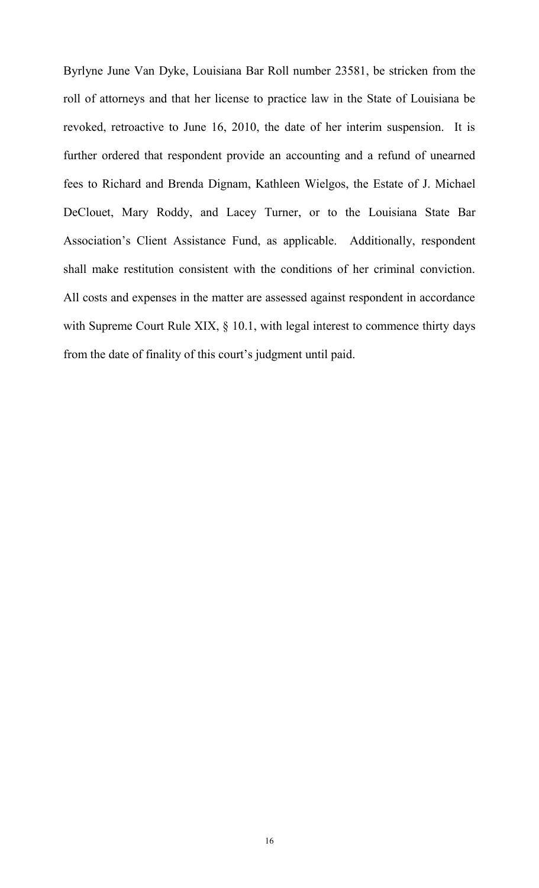Byrlyne June Van Dyke, Louisiana Bar Roll number 23581, be stricken from the roll of attorneys and that her license to practice law in the State of Louisiana be revoked, retroactive to June 16, 2010, the date of her interim suspension. It is further ordered that respondent provide an accounting and a refund of unearned fees to Richard and Brenda Dignam, Kathleen Wielgos, the Estate of J. Michael DeClouet, Mary Roddy, and Lacey Turner, or to the Louisiana State Bar Association's Client Assistance Fund, as applicable. Additionally, respondent shall make restitution consistent with the conditions of her criminal conviction. All costs and expenses in the matter are assessed against respondent in accordance with Supreme Court Rule XIX, § 10.1, with legal interest to commence thirty days from the date of finality of this court's judgment until paid.